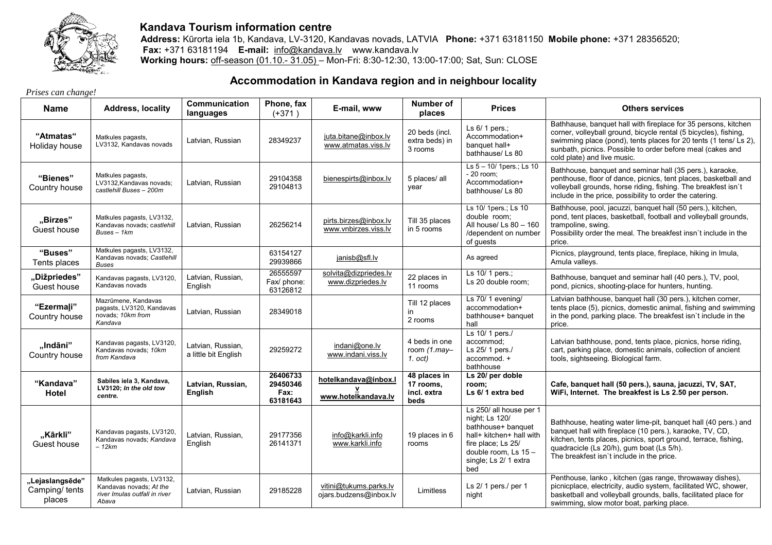## Kandava Tourism information centre

**Address:** Kūrorta iela 1b, Kandava, LV-3120, Kandavas novads, LATVIA **Phone:** +371 63181150 **Mobile phone:** +371 28356520;
**Fax:** +371 63181194 **E-mail:** info@kandava.lv www.kandava.lv
**Working hours:** off-season (01.10.- 31.05) – Mon-Fri: 8:30-12:30, 13:00-17:00; Sat, Sun: CLOSE

# Accommodation in Kandava region and in neighbour locality

*Prises can change!*

| Name | Address, locality | Communication languages | Phone, fax (+371 ) | E-mail, www | Number of places | Prices | Others services |
|---|---|---|---|---|---|---|---|
| **"Atmatas"** Holiday house | Matkules pagasts, LV3132, Kandavas novads | Latvian, Russian | 28349237 | juta.bitane@inbox.lv www.atmatas.viss.lv | 20 beds (incl. extra beds) in 3 rooms | Ls 6/ 1 pers.; Accommodation+ banquet hall+ bathhause/ Ls 80 | Bathhause, banquet hall with fireplace for 35 persons, kitchen corner, volleyball ground, bicycle rental (5 bicycles), fishing, swimming place (pond), tents places for 20 tents (1 tens/ Ls 2), sunbath, picnics. Possible to order before meal (cakes and cold plate) and live music. |
| **"Bienes"** Country house | Matkules pagasts, LV3132,Kandavas novads; *castlehill Buses – 200m* | Latvian, Russian | 29104358 29104813 | bienespirts@inbox.lv | 5 places/ all year | Ls 5 – 10/ 1pers.; Ls 10 - 20 room; Accommodation+ bathhouse/ Ls 80 | Bathhouse, banquet and seminar hall (35 pers.), karaoke, penthouse, floor of dance, picnics, tent places, basketball and volleyball grounds, horse riding, fishing. The breakfest isn`t include in the price, possibility to order the catering. |
| **„Birzes"** Guest house | Matkules pagasts, LV3132, Kandavas novads; *castlehill Buses – 1km* | Latvian, Russian | 26256214 | pirts.birzes@inbox.lv www.vnbirzes.viss.lv | Till 35 places in 5 rooms | Ls 10/ 1pers.; Ls 10 double room; All house/ Ls 80 – 160 /dependent on number of guests | Bathhouse, pool, jacuzzi, banquet hall (50 pers.), kitchen, pond, tent places, basketball, football and volleyball grounds, trampoline, swing. Possibility order the meal. The breakfest insn`t include in the price. |
| **"Buses"** Tents places | Matkules pagasts, LV3132, Kandavas novads; *Castlehill Buses* | | 63154127 29939866 | janisb@sfl.lv | | As agreed | Picnics, playground, tents place, fireplace, hiking in Imula, Amula valleys. |
| **„Dižpriedes"** Guest house | Kandavas pagasts, LV3120, Kandavas novads | Latvian, Russian, English | 26555597 Fax/ phone: 63126812 | solvita@dizpriedes.lv www.dizpriedes.lv | 22 places in 11 rooms | Ls 10/ 1 pers.; Ls 20 double room; | Bathhouse, banquet and seminar hall (40 pers.), TV, pool, pond, picnics, shooting-place for hunters, hunting. |
| **"Ezermaļi"** Country house | Mazrūmene, Kandavas pagasts, LV3120, Kandavas novads; *10km from Kandava* | Latvian, Russian | 28349018 | | Till 12 places in 2 rooms | Ls 70/ 1 evening/ accommodation+ bathhouse+ banquet hall | Latvian bathhouse, banquet hall (30 pers.), kitchen corner, tents place (5), picnics, domestic animal, fishing and swimming in the pond, parking place. The breakfest isn`t include in the price. |
| **„Indāni"** Country house | Kandavas pagasts, LV3120, Kandavas novads; *10km from Kandava* | Latvian, Russian, a little bit English | 29259272 | indani@one.lv www.indani.viss.lv | 4 beds in one room *(1.may– 1. oct)* | Ls 10/ 1 pers./ accommod; Ls 25/ 1 pers./ accommod. + bathhouse | Latvian bathhouse, pond, tents place, picnics, horse riding, cart, parking place, domestic animals, collection of ancient tools, sightseeing. Biological farm. |
| **"Kandava" Hotel** | **Sabiles iela 3, Kandava, LV3120; *In the old tow centre.*** | **Latvian, Russian, English** | **26406733 29450346 Fax: 63181643** | **hotelkandava@inbox.lv www.hotelkandava.lv** | **48 places in 17 rooms, incl. extra beds** | **Ls 20/ per doble room; Ls 6/ 1 extra bed** | **Cafe, banquet hall (50 pers.), sauna, jacuzzi, TV, SAT, WiFi, Internet. The breakfest is Ls 2.50 per person.** |
| **„Kārkli"** Guest house | Kandavas pagasts, LV3120, Kandavas novads; *Kandava – 12km* | Latvian, Russian, English | 29177356 26141371 | info@karkli.info www.karkli.info | 19 places in 6 rooms | Ls 250/ all house per 1 night; Ls 120/ bathhouse+ banquet hall+ kitchen+ hall with fire place; Ls 25/ double room, Ls 15 – single; Ls 2/ 1 extra bed | Bathhouse, heating water lime-pit, banquet hall (40 pers.) and banquet hall with fireplace (10 pers.), karaoke, TV, CD, kitchen, tents places, picnics, sport ground, terrace, fishing, quadracicle (Ls 20/h), gum boat (Ls 5/h). The breakfest isn`t include in the price. |
| **„Lejaslangsēde"** Camping/ tents places | Matkules pagasts, LV3132, Kandavas novads; *At the river Imulas outfall in river Abava* | Latvian, Russian | 29185228 | vitini@tukums.parks.lv ojars.budzens@inbox.lv | Limitless | Ls 2/ 1 pers./ per 1 night | Penthouse, lanko , kitchen (gas range, throwaway dishes), picnicplace, electricity, audio system, facilitated WC, shower, basketball and volleyball grounds, balls, facilitated place for swimming, slow motor boat, parking place. |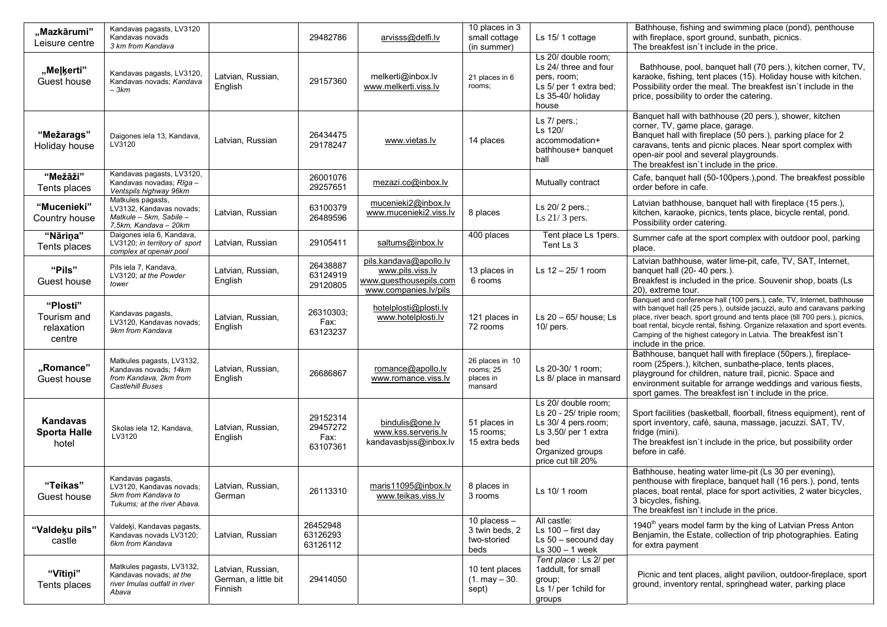| „Mazkārumi" Leisure centre | Kandavas pagasts, LV3120 Kandavas novads *3 km from Kandava* | | 29482786 | arvisss@delfi.lv | 10 places in 3 small cottage (in summer) | Ls 15/ 1 cottage | Bathhouse, fishing and swimming place (pond), penthouse with fireplace, sport ground, sunbath, picnics. The breakfast isn`t include in the price. |
|---|---|---|---|---|---|---|---|
| „Meļķerti" Guest house | Kandavas pagasts, LV3120, Kandavas novads; *Kandava – 3km* | Latvian, Russian, English | 29157360 | melkerti@inbox.lv www.melkerti.viss.lv | 21 places in 6 rooms; | Ls 20/ double room; Ls 24/ three and four pers, room; Ls 5/ per 1 extra bed; Ls 35-40/ holiday house | Bathhouse, pool, banquet hall (70 pers.), kitchen corner, TV, karaoke, fishing, tent places (15). Holiday house with kitchen. Possibility order the meal. The breakfast isn`t include in the price, possibility to order the catering. |
| "Mežargs" Holiday house | Daigones iela 13, Kandava, LV3120 | Latvian, Russian | 26434475 29178247 | www.vietas.lv | 14 places | Ls 7/ pers.; Ls 120/ accommodation+ bathhouse+ banquet hall | Banquet hall with bathhouse (20 pers.), shower, kitchen corner, TV, game place, garage. Banquet hall with fireplace (50 pers.), parking place for 2 caravans, tents and picnic places. Near sport complex with open-air pool and several playgrounds. The breakfast isn`t include in the price. |
| "Mežāži" Tents places | Kandavas pagasts, LV3120, Kandavas novadas; *Rīga – Ventspils highway 96km* | | 26001076 29257651 | mezazi.co@inbox.lv | | Mutually contract | Cafe, banquet hall (50-100pers.),pond. The breakfast possible order before in cafe. |
| "Mucenieki" Country house | Matkules pagasts, LV3132, Kandavas novads; *Matkule – 5km, Sabile – 7,5km, Kandava – 20km* | Latvian, Russian | 63100379 26489596 | mucenieki2@inbox.lv www.mucenieki2.viss.lv | 8 places | Ls 20/ 2 pers.; Ls 21/ 3 pers. | Latvian bathhouse, banquet hall with fireplace (15 pers.), kitchen, karaoke, picnics, tents place, bicycle rental, pond. Possibility order catering. |
| "Nāriņa" Tents places | Daigones iela 6, Kandava, LV3120; *in territory of sport complex at openair pool* | Latvian, Russian | 29105411 | saltums@inbox.lv | 400 places | Tent place Ls 1pers. Tent Ls 3 | Summer cafe at the sport complex with outdoor pool, parking place. |
| "Pils" Guest house | Pils iela 7, Kandava, LV3120; *at the Powder tower* | Latvian, Russian, English | 26438887 63124919 29120805 | pils.kandava@apollo.lv www.pils.viss.lv www.guesthousepils.com www.companies.lv/pils | 13 places in 6 rooms | Ls 12 – 25/ 1 room | Latvian bathhouse, water lime-pit, cafe, TV, SAT, Internet, banquet hall (20- 40 pers.). Breakfest is included in the price. Souvenir shop, boats (Ls 20), extreme tour. |
| "Plosti" Tourism and relaxation centre | Kandavas pagasts, LV3120, Kandavas novads; *9km from Kandava* | Latvian, Russian, English | 26310303; Fax: 63123237 | hotelplosti@plosti.lv www.hotelplosti.lv | 121 places in 72 rooms | Ls 20 – 65/ house; Ls 10/ pers. | Banquet and conference hall (100 pers.), cafe, TV, Internet, bathhouse with banquet hall (25 pers.), outside jacuzzi, auto and caravans parking place, river beach, sport ground and tents place (till 700 pers.), picnics, boat rental, bicycle rental, fishing. Organize relaxation and sport events. Camping of the highest category in Latvia. The breakfast isn`t include in the price. |
| „Romance" Guest house | Matkules pagasts, LV3132, Kandavas novads; *14km from Kandava, 2km from Castlehill Buses* | Latvian, Russian, English | 26686867 | romance@apollo.lv www.romance.viss.lv | 26 places in 10 rooms; 25 places in mansard | Ls 20-30/ 1 room; Ls 8/ place in mansard | Bathhouse, banquet hall with fireplace (50pers.), fireplace-room (25pers.), kitchen, sunbathe-place, tents places, playground for children, nature trail, picnic. Space and environment suitable for arrange weddings and various fiests, sport games. The breakfast isn`t include in the price. |
| **Kandavas Sporta Halle** hotel | Skolas iela 12, Kandava, LV3120 | Latvian, Russian, English | 29152314 29457272 Fax: 63107361 | bindulis@one.lv www.kss.serveris.lv kandavasbjss@inbox.lv | 51 places in 15 rooms; 15 extra beds | Ls 20/ double room; Ls 20 - 25/ triple room; Ls 30/ 4 pers.room; Ls 3,50/ per 1 extra bed Organized groups price cut till 20% | Sport facilities (basketball, floorball, fitness equipment), rent of sport inventory, café, sauna, massage, jacuzzi. SAT, TV, fridge (mini). The breakfast isn`t include in the price, but possibility order before in café. |
| "Teikas" Guest house | Kandavas pagasts, LV3120, Kandavas novads; *5km from Kandava to Tukums; at the river Abava.* | Latvian, Russian, German | 26113310 | maris11095@inbox.lv www.teikas.viss.lv | 8 places in 3 rooms | Ls 10/ 1 room | Bathhouse, heating water lime-pit (Ls 30 per evening), penthouse with fireplace, banquet hall (16 pers.), pond, tents places, boat rental, place for sport activities, 2 water bicycles, 3 bicycles, fishing. The breakfast isn`t include in the price. |
| "Valdeķu pils" castle | Valdeķi, Kandavas pagasts, Kandavas novads LV3120; *6km from Kandava* | Latvian, Russian | 26452948 63126293 63126112 | | 10 placess – 3 twin beds, 2 two-storied beds | All castle: Ls 100 – first day Ls 50 – secound day Ls 300 – 1 week | 1940th years model farm by the king of Latvian Press Anton Benjamin, the Estate, collection of trip photographies. Eating for extra payment |
| "Vītiņi" Tents places | Matkules pagasts, LV3132, Kandavas novads; *at the river Imulas outfall in river Abava* | Latvian, Russian, German, a little bit Finnish | 29414050 | | 10 tent places (1. may – 30. sept) | *Tent place* : Ls 2/ per 1addult, for small group; Ls 1/ per 1child for groups | Picnic and tent places, alight pavilion, outdoor-fireplace, sport ground, inventory rental, springhead water, parking place |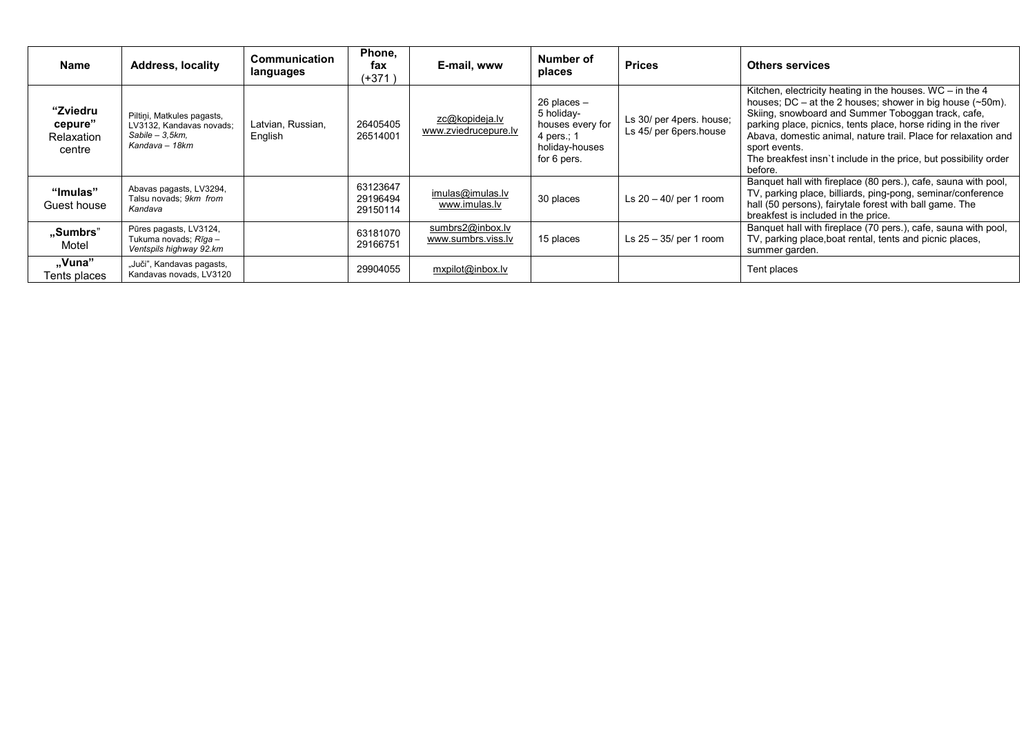| Name | Address, locality | Communication languages | Phone, fax (+371 ) | E-mail, www | Number of places | Prices | Others services |
|---|---|---|---|---|---|---|---|
| **"Zviedru cepure"** Relaxation centre | Piltiņi, Matkules pagasts, LV3132, Kandavas novads; *Sabile – 3,5km, Kandava – 18km* | Latvian, Russian, English | 26405405 26514001 | zc@kopideja.lv www.zviedrucepure.lv | 26 places – 5 holiday-houses every for 4 pers.; 1 holiday-houses for 6 pers. | Ls 30/ per 4pers. house; Ls 45/ per 6pers.house | Kitchen, electricity heating in the houses. WC – in the 4 houses; DC – at the 2 houses; shower in big house (~50m). Skiing, snowboard and Summer Toboggan track, cafe, parking place, picnics, tents place, horse riding in the river Abava, domestic animal, nature trail. Place for relaxation and sport events. The breakfest insn`t include in the price, but possibility order before. |
| **"Imulas"** Guest house | Abavas pagasts, LV3294, Talsu novads; *9km from Kandava* | | 63123647 29196494 29150114 | imulas@imulas.lv www.imulas.lv | 30 places | Ls 20 – 40/ per 1 room | Banquet hall with fireplace (80 pers.), cafe, sauna with pool, TV, parking place, billiards, ping-pong, seminar/conference hall (50 persons), fairytale forest with ball game. The breakfest is included in the price. |
| **„Sumbrs"** Motel | Pūres pagasts, LV3124, Tukuma novads; *Rīga – Ventspils highway 92.km* | | 63181070 29166751 | sumbrs2@inbox.lv www.sumbrs.viss.lv | 15 places | Ls 25 – 35/ per 1 room | Banquet hall with fireplace (70 pers.), cafe, sauna with pool, TV, parking place,boat rental, tents and picnic places, summer garden. |
| **„Vuna"** Tents places | „Juči", Kandavas pagasts, Kandavas novads, LV3120 | | 29904055 | mxpilot@inbox.lv | | | Tent places |